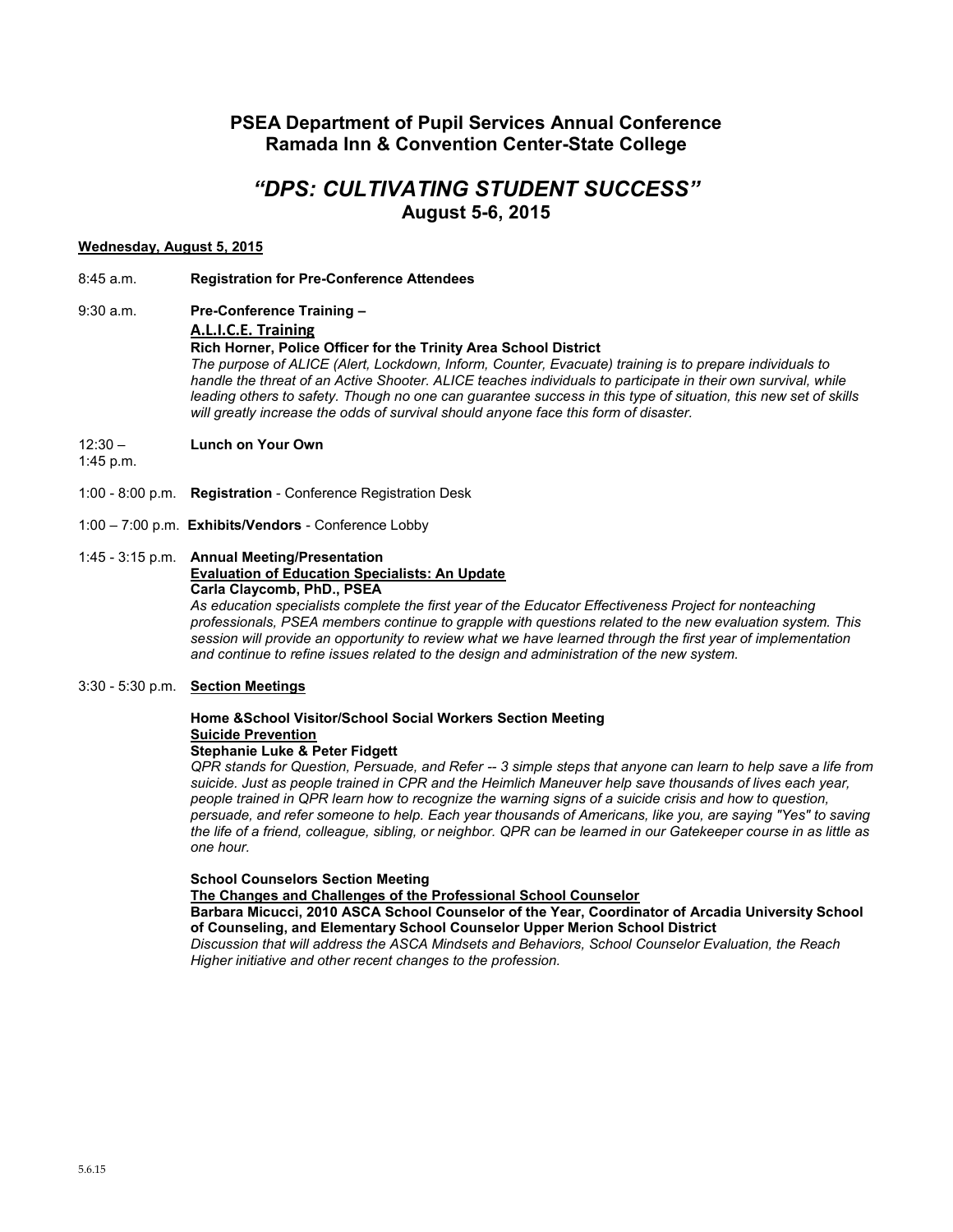## PSEA Department of Pupil Services Annual Conference
## Ramada Inn & Convention Center-State College

# *"DPS: CULTIVATING STUDENT SUCCESS"*
### August 5-6, 2015

**Wednesday, August 5, 2015**

8:45 a.m. **Registration for Pre-Conference Attendees**

9:30 a.m. **Pre-Conference Training –**
**A.L.I.C.E. Training**
**Rich Horner, Police Officer for the Trinity Area School District**
*The purpose of ALICE (Alert, Lockdown, Inform, Counter, Evacuate) training is to prepare individuals to handle the threat of an Active Shooter. ALICE teaches individuals to participate in their own survival, while leading others to safety. Though no one can guarantee success in this type of situation, this new set of skills will greatly increase the odds of survival should anyone face this form of disaster.*

12:30 – 1:45 p.m. **Lunch on Your Own**

1:00 - 8:00 p.m. **Registration** - Conference Registration Desk

1:00 – 7:00 p.m. **Exhibits/Vendors** - Conference Lobby

1:45 - 3:15 p.m. **Annual Meeting/Presentation**
**Evaluation of Education Specialists: An Update**
**Carla Claycomb, PhD., PSEA**
*As education specialists complete the first year of the Educator Effectiveness Project for nonteaching professionals, PSEA members continue to grapple with questions related to the new evaluation system. This session will provide an opportunity to review what we have learned through the first year of implementation and continue to refine issues related to the design and administration of the new system.*

3:30 - 5:30 p.m. **Section Meetings**

**Home &School Visitor/School Social Workers Section Meeting**
**Suicide Prevention**
**Stephanie Luke & Peter Fidgett**
*QPR stands for Question, Persuade, and Refer -- 3 simple steps that anyone can learn to help save a life from suicide. Just as people trained in CPR and the Heimlich Maneuver help save thousands of lives each year, people trained in QPR learn how to recognize the warning signs of a suicide crisis and how to question, persuade, and refer someone to help. Each year thousands of Americans, like you, are saying "Yes" to saving the life of a friend, colleague, sibling, or neighbor. QPR can be learned in our Gatekeeper course in as little as one hour.*

**School Counselors Section Meeting**
**The Changes and Challenges of the Professional School Counselor**
**Barbara Micucci, 2010 ASCA School Counselor of the Year, Coordinator of Arcadia University School of Counseling, and Elementary School Counselor Upper Merion School District**
*Discussion that will address the ASCA Mindsets and Behaviors, School Counselor Evaluation, the Reach Higher initiative and other recent changes to the profession.*

5.6.15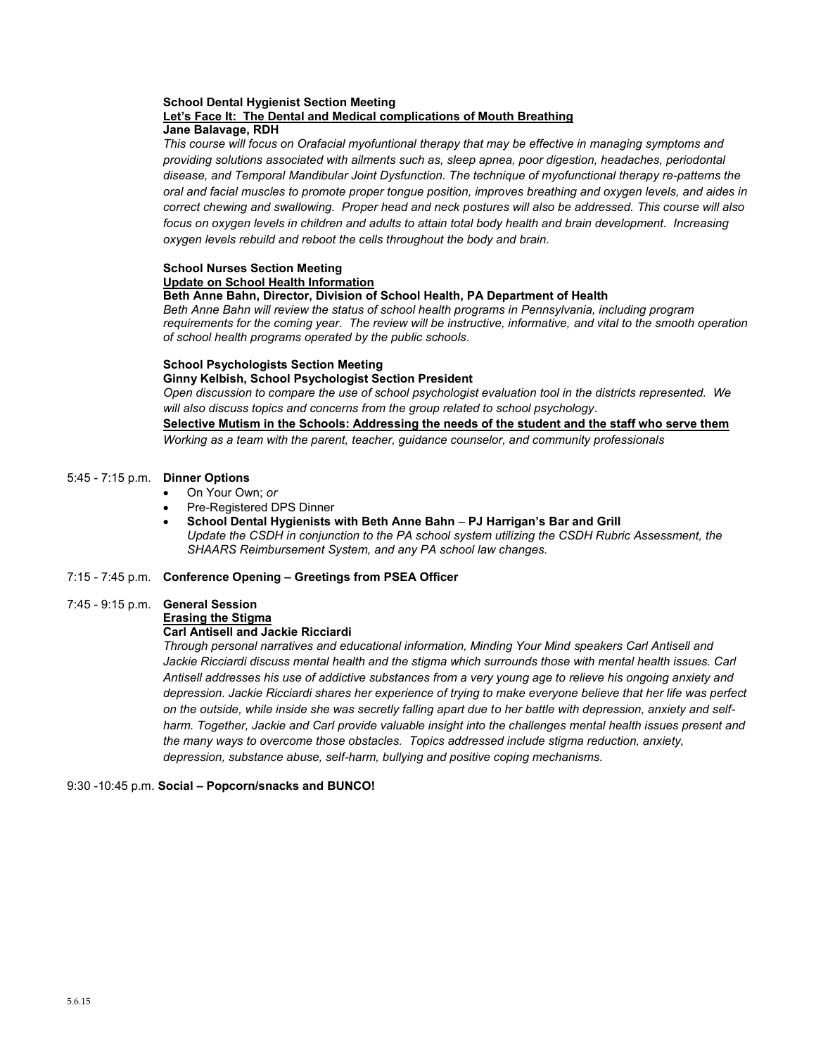**School Dental Hygienist Section Meeting**
**<u>Let's Face It: The Dental and Medical complications of Mouth Breathing</u>**
**Jane Balavage, RDH**
*This course will focus on Orafacial myofuntional therapy that may be effective in managing symptoms and providing solutions associated with ailments such as, sleep apnea, poor digestion, headaches, periodontal disease, and Temporal Mandibular Joint Dysfunction. The technique of myofunctional therapy re-patterns the oral and facial muscles to promote proper tongue position, improves breathing and oxygen levels, and aides in correct chewing and swallowing. Proper head and neck postures will also be addressed. This course will also focus on oxygen levels in children and adults to attain total body health and brain development. Increasing oxygen levels rebuild and reboot the cells throughout the body and brain.*

**School Nurses Section Meeting**
**<u>Update on School Health Information</u>**
**Beth Anne Bahn, Director, Division of School Health, PA Department of Health**
*Beth Anne Bahn will review the status of school health programs in Pennsylvania, including program requirements for the coming year. The review will be instructive, informative, and vital to the smooth operation of school health programs operated by the public schools.*

**School Psychologists Section Meeting**
**Ginny Kelbish, School Psychologist Section President**
*Open discussion to compare the use of school psychologist evaluation tool in the districts represented. We will also discuss topics and concerns from the group related to school psychology.*
**<u>Selective Mutism in the Schools: Addressing the needs of the student and the staff who serve them</u>**
*Working as a team with the parent, teacher, guidance counselor, and community professionals*

5:45 - 7:15 p.m. **Dinner Options**

- On Your Own; *or*
- Pre-Registered DPS Dinner
- **School Dental Hygienists with Beth Anne Bahn** – **PJ Harrigan's Bar and Grill**
  *Update the CSDH in conjunction to the PA school system utilizing the CSDH Rubric Assessment, the SHAARS Reimbursement System, and any PA school law changes.*

7:15 - 7:45 p.m. **Conference Opening – Greetings from PSEA Officer**

7:45 - 9:15 p.m. **General Session**
**<u>Erasing the Stigma</u>**
**Carl Antisell and Jackie Ricciardi**
*Through personal narratives and educational information, Minding Your Mind speakers Carl Antisell and Jackie Ricciardi discuss mental health and the stigma which surrounds those with mental health issues. Carl Antisell addresses his use of addictive substances from a very young age to relieve his ongoing anxiety and depression. Jackie Ricciardi shares her experience of trying to make everyone believe that her life was perfect on the outside, while inside she was secretly falling apart due to her battle with depression, anxiety and self-harm. Together, Jackie and Carl provide valuable insight into the challenges mental health issues present and the many ways to overcome those obstacles. Topics addressed include stigma reduction, anxiety, depression, substance abuse, self-harm, bullying and positive coping mechanisms.*

9:30 -10:45 p.m. **Social – Popcorn/snacks and BUNCO!**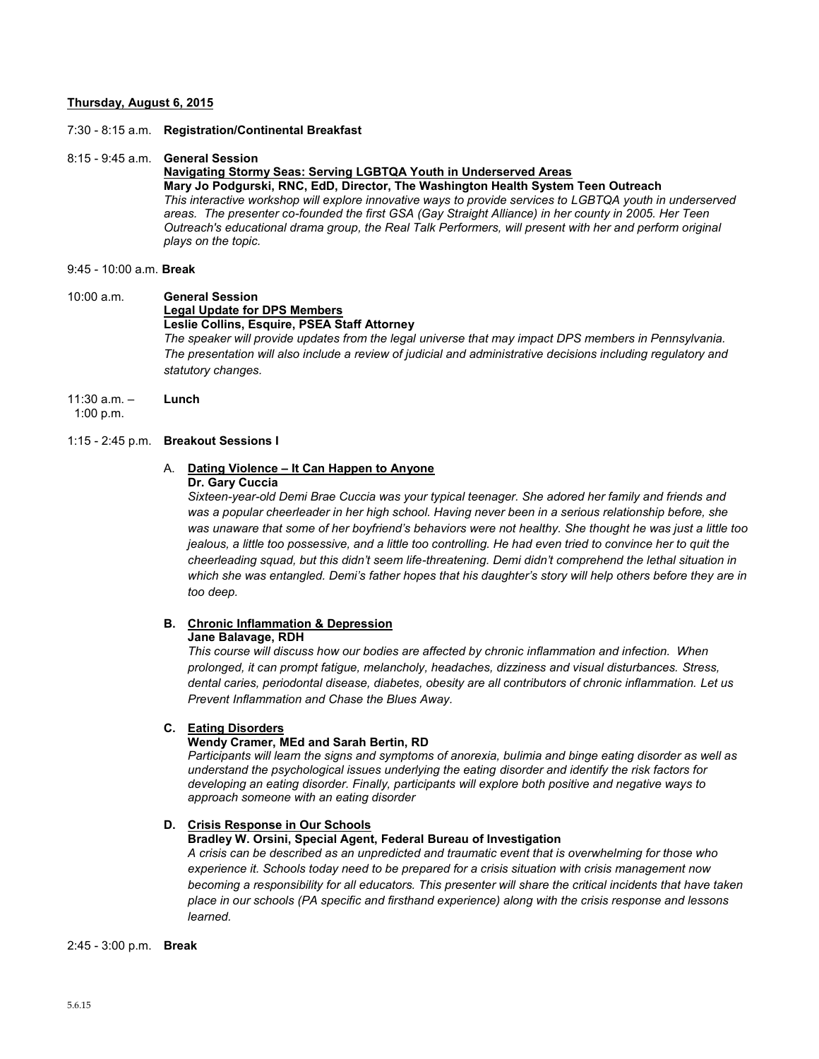**Thursday, August 6, 2015**

7:30 - 8:15 a.m. **Registration/Continental Breakfast**

8:15 - 9:45 a.m. **General Session**

**Navigating Stormy Seas: Serving LGBTQA Youth in Underserved Areas**

**Mary Jo Podgurski, RNC, EdD, Director, The Washington Health System Teen Outreach**

*This interactive workshop will explore innovative ways to provide services to LGBTQA youth in underserved areas. The presenter co-founded the first GSA (Gay Straight Alliance) in her county in 2005. Her Teen Outreach's educational drama group, the Real Talk Performers, will present with her and perform original plays on the topic.*

9:45 - 10:00 a.m. **Break**

10:00 a.m. **General Session**

**Legal Update for DPS Members**

**Leslie Collins, Esquire, PSEA Staff Attorney**

*The speaker will provide updates from the legal universe that may impact DPS members in Pennsylvania. The presentation will also include a review of judicial and administrative decisions including regulatory and statutory changes.*

11:30 a.m. – 1:00 p.m. **Lunch**

1:15 - 2:45 p.m. **Breakout Sessions I**

A. **Dating Violence – It Can Happen to Anyone**

**Dr. Gary Cuccia**

*Sixteen-year-old Demi Brae Cuccia was your typical teenager. She adored her family and friends and was a popular cheerleader in her high school. Having never been in a serious relationship before, she was unaware that some of her boyfriend's behaviors were not healthy. She thought he was just a little too jealous, a little too possessive, and a little too controlling. He had even tried to convince her to quit the cheerleading squad, but this didn't seem life-threatening. Demi didn't comprehend the lethal situation in which she was entangled. Demi's father hopes that his daughter's story will help others before they are in too deep.*

**B. Chronic Inflammation & Depression**

**Jane Balavage, RDH**

*This course will discuss how our bodies are affected by chronic inflammation and infection. When prolonged, it can prompt fatigue, melancholy, headaches, dizziness and visual disturbances. Stress, dental caries, periodontal disease, diabetes, obesity are all contributors of chronic inflammation. Let us Prevent Inflammation and Chase the Blues Away.*

**C. Eating Disorders**

**Wendy Cramer, MEd and Sarah Bertin, RD**

*Participants will learn the signs and symptoms of anorexia, bulimia and binge eating disorder as well as understand the psychological issues underlying the eating disorder and identify the risk factors for developing an eating disorder. Finally, participants will explore both positive and negative ways to approach someone with an eating disorder*

**D. Crisis Response in Our Schools**

**Bradley W. Orsini, Special Agent, Federal Bureau of Investigation**

*A crisis can be described as an unpredicted and traumatic event that is overwhelming for those who experience it. Schools today need to be prepared for a crisis situation with crisis management now becoming a responsibility for all educators. This presenter will share the critical incidents that have taken place in our schools (PA specific and firsthand experience) along with the crisis response and lessons learned.*

2:45 - 3:00 p.m. **Break**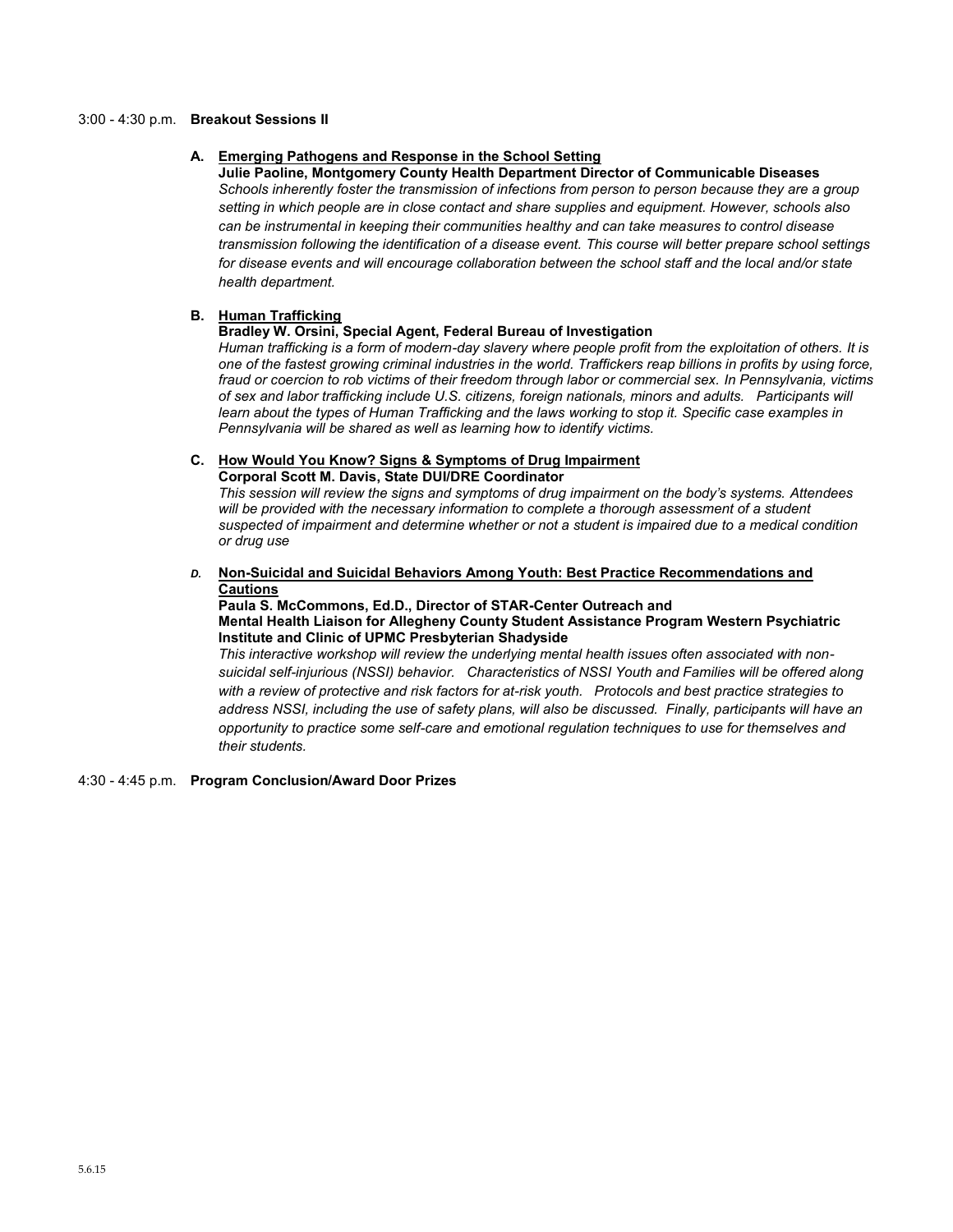3:00 - 4:30 p.m. **Breakout Sessions II**

**A. Emerging Pathogens and Response in the School Setting**

**Julie Paoline, Montgomery County Health Department Director of Communicable Diseases**

*Schools inherently foster the transmission of infections from person to person because they are a group setting in which people are in close contact and share supplies and equipment. However, schools also can be instrumental in keeping their communities healthy and can take measures to control disease transmission following the identification of a disease event. This course will better prepare school settings for disease events and will encourage collaboration between the school staff and the local and/or state health department.*

**B. Human Trafficking**

**Bradley W. Orsini, Special Agent, Federal Bureau of Investigation**

*Human trafficking is a form of modern-day slavery where people profit from the exploitation of others. It is one of the fastest growing criminal industries in the world. Traffickers reap billions in profits by using force, fraud or coercion to rob victims of their freedom through labor or commercial sex. In Pennsylvania, victims of sex and labor trafficking include U.S. citizens, foreign nationals, minors and adults. Participants will learn about the types of Human Trafficking and the laws working to stop it. Specific case examples in Pennsylvania will be shared as well as learning how to identify victims.*

**C. How Would You Know? Signs & Symptoms of Drug Impairment**

**Corporal Scott M. Davis, State DUI/DRE Coordinator**

*This session will review the signs and symptoms of drug impairment on the body's systems. Attendees will be provided with the necessary information to complete a thorough assessment of a student suspected of impairment and determine whether or not a student is impaired due to a medical condition or drug use*

**D. Non-Suicidal and Suicidal Behaviors Among Youth: Best Practice Recommendations and Cautions**

**Paula S. McCommons, Ed.D., Director of STAR-Center Outreach and Mental Health Liaison for Allegheny County Student Assistance Program Western Psychiatric Institute and Clinic of UPMC Presbyterian Shadyside**

*This interactive workshop will review the underlying mental health issues often associated with non-suicidal self-injurious (NSSI) behavior. Characteristics of NSSI Youth and Families will be offered along with a review of protective and risk factors for at-risk youth. Protocols and best practice strategies to address NSSI, including the use of safety plans, will also be discussed. Finally, participants will have an opportunity to practice some self-care and emotional regulation techniques to use for themselves and their students.*

4:30 - 4:45 p.m. **Program Conclusion/Award Door Prizes**

5.6.15